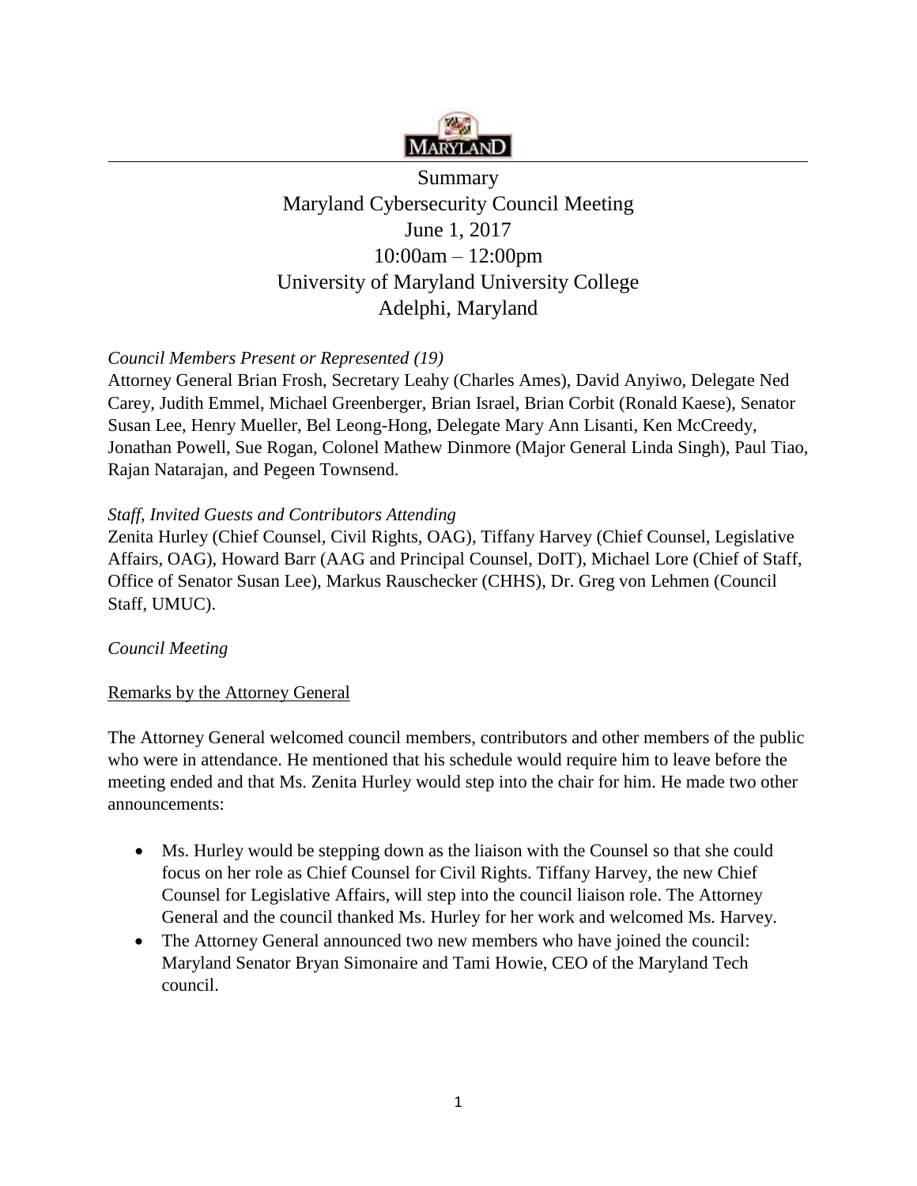# Summary
# Maryland Cybersecurity Council Meeting
## June 1, 2017
## 10:00am – 12:00pm
## University of Maryland University College
## Adelphi, Maryland

*Council Members Present or Represented (19)*

Attorney General Brian Frosh, Secretary Leahy (Charles Ames), David Anyiwo, Delegate Ned Carey, Judith Emmel, Michael Greenberger, Brian Israel, Brian Corbit (Ronald Kaese), Senator Susan Lee, Henry Mueller, Bel Leong-Hong, Delegate Mary Ann Lisanti, Ken McCreedy, Jonathan Powell, Sue Rogan, Colonel Mathew Dinmore (Major General Linda Singh), Paul Tiao, Rajan Natarajan, and Pegeen Townsend.

*Staff, Invited Guests and Contributors Attending*

Zenita Hurley (Chief Counsel, Civil Rights, OAG), Tiffany Harvey (Chief Counsel, Legislative Affairs, OAG), Howard Barr (AAG and Principal Counsel, DoIT), Michael Lore (Chief of Staff, Office of Senator Susan Lee), Markus Rauschecker (CHHS), Dr. Greg von Lehmen (Council Staff, UMUC).

*Council Meeting*

Remarks by the Attorney General

The Attorney General welcomed council members, contributors and other members of the public who were in attendance. He mentioned that his schedule would require him to leave before the meeting ended and that Ms. Zenita Hurley would step into the chair for him. He made two other announcements:

- Ms. Hurley would be stepping down as the liaison with the Counsel so that she could focus on her role as Chief Counsel for Civil Rights. Tiffany Harvey, the new Chief Counsel for Legislative Affairs, will step into the council liaison role. The Attorney General and the council thanked Ms. Hurley for her work and welcomed Ms. Harvey.
- The Attorney General announced two new members who have joined the council: Maryland Senator Bryan Simonaire and Tami Howie, CEO of the Maryland Tech council.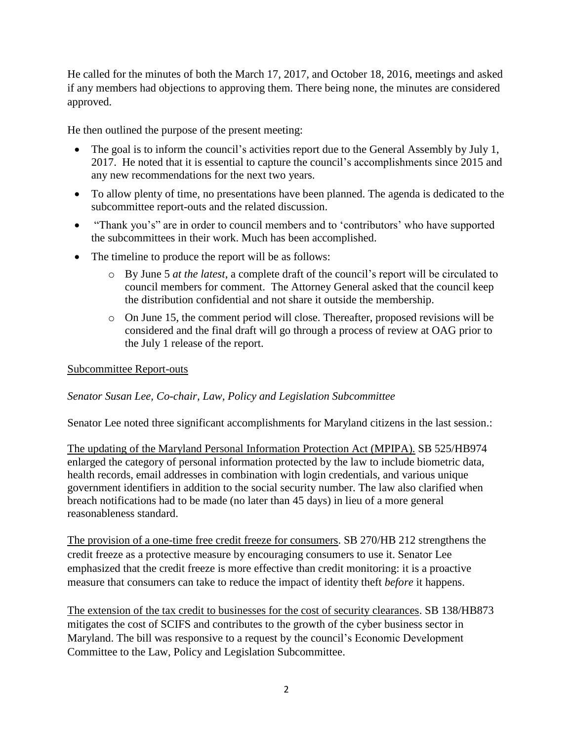He called for the minutes of both the March 17, 2017, and October 18, 2016, meetings and asked if any members had objections to approving them. There being none, the minutes are considered approved.

He then outlined the purpose of the present meeting:

- The goal is to inform the council's activities report due to the General Assembly by July 1, 2017. He noted that it is essential to capture the council's accomplishments since 2015 and any new recommendations for the next two years.
- To allow plenty of time, no presentations have been planned. The agenda is dedicated to the subcommittee report-outs and the related discussion.
- "Thank you's" are in order to council members and to 'contributors' who have supported the subcommittees in their work. Much has been accomplished.
- The timeline to produce the report will be as follows:
  - By June 5 *at the latest*, a complete draft of the council's report will be circulated to council members for comment. The Attorney General asked that the council keep the distribution confidential and not share it outside the membership.
  - On June 15, the comment period will close. Thereafter, proposed revisions will be considered and the final draft will go through a process of review at OAG prior to the July 1 release of the report.

Subcommittee Report-outs

*Senator Susan Lee, Co-chair, Law, Policy and Legislation Subcommittee*

Senator Lee noted three significant accomplishments for Maryland citizens in the last session.:

The updating of the Maryland Personal Information Protection Act (MPIPA). SB 525/HB974 enlarged the category of personal information protected by the law to include biometric data, health records, email addresses in combination with login credentials, and various unique government identifiers in addition to the social security number. The law also clarified when breach notifications had to be made (no later than 45 days) in lieu of a more general reasonableness standard.

The provision of a one-time free credit freeze for consumers. SB 270/HB 212 strengthens the credit freeze as a protective measure by encouraging consumers to use it. Senator Lee emphasized that the credit freeze is more effective than credit monitoring: it is a proactive measure that consumers can take to reduce the impact of identity theft *before* it happens.

The extension of the tax credit to businesses for the cost of security clearances. SB 138/HB873 mitigates the cost of SCIFS and contributes to the growth of the cyber business sector in Maryland. The bill was responsive to a request by the council's Economic Development Committee to the Law, Policy and Legislation Subcommittee.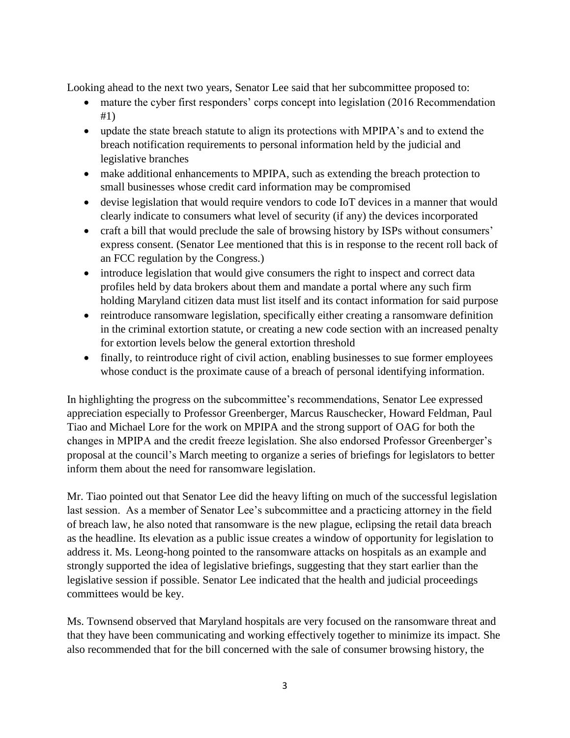Looking ahead to the next two years, Senator Lee said that her subcommittee proposed to:

- mature the cyber first responders' corps concept into legislation (2016 Recommendation #1)
- update the state breach statute to align its protections with MPIPA's and to extend the breach notification requirements to personal information held by the judicial and legislative branches
- make additional enhancements to MPIPA, such as extending the breach protection to small businesses whose credit card information may be compromised
- devise legislation that would require vendors to code IoT devices in a manner that would clearly indicate to consumers what level of security (if any) the devices incorporated
- craft a bill that would preclude the sale of browsing history by ISPs without consumers' express consent. (Senator Lee mentioned that this is in response to the recent roll back of an FCC regulation by the Congress.)
- introduce legislation that would give consumers the right to inspect and correct data profiles held by data brokers about them and mandate a portal where any such firm holding Maryland citizen data must list itself and its contact information for said purpose
- reintroduce ransomware legislation, specifically either creating a ransomware definition in the criminal extortion statute, or creating a new code section with an increased penalty for extortion levels below the general extortion threshold
- finally, to reintroduce right of civil action, enabling businesses to sue former employees whose conduct is the proximate cause of a breach of personal identifying information.

In highlighting the progress on the subcommittee's recommendations, Senator Lee expressed appreciation especially to Professor Greenberger, Marcus Rauschecker, Howard Feldman, Paul Tiao and Michael Lore for the work on MPIPA and the strong support of OAG for both the changes in MPIPA and the credit freeze legislation. She also endorsed Professor Greenberger's proposal at the council's March meeting to organize a series of briefings for legislators to better inform them about the need for ransomware legislation.

Mr. Tiao pointed out that Senator Lee did the heavy lifting on much of the successful legislation last session. As a member of Senator Lee's subcommittee and a practicing attorney in the field of breach law, he also noted that ransomware is the new plague, eclipsing the retail data breach as the headline. Its elevation as a public issue creates a window of opportunity for legislation to address it. Ms. Leong-hong pointed to the ransomware attacks on hospitals as an example and strongly supported the idea of legislative briefings, suggesting that they start earlier than the legislative session if possible. Senator Lee indicated that the health and judicial proceedings committees would be key.

Ms. Townsend observed that Maryland hospitals are very focused on the ransomware threat and that they have been communicating and working effectively together to minimize its impact. She also recommended that for the bill concerned with the sale of consumer browsing history, the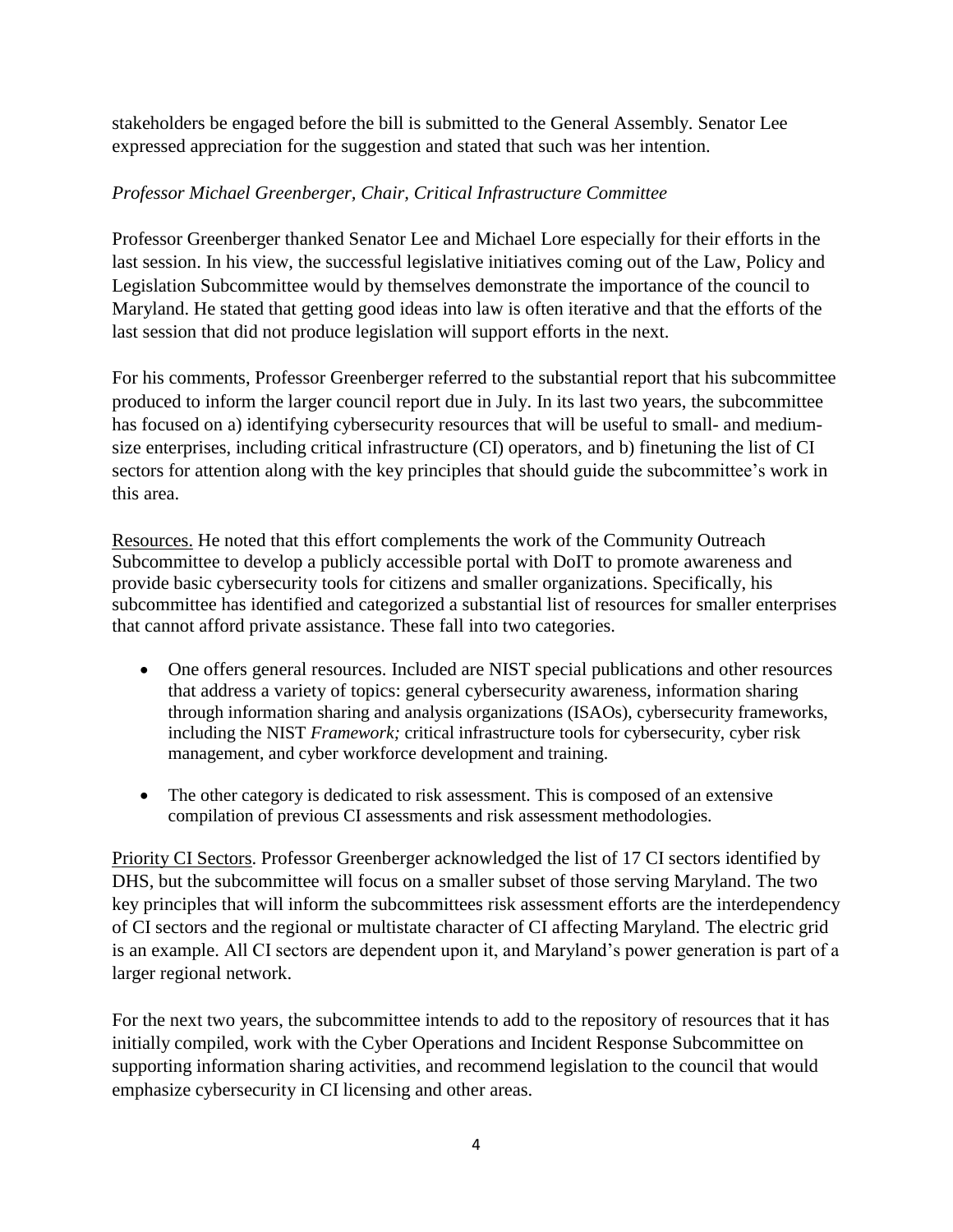stakeholders be engaged before the bill is submitted to the General Assembly. Senator Lee expressed appreciation for the suggestion and stated that such was her intention.

*Professor Michael Greenberger, Chair, Critical Infrastructure Committee*

Professor Greenberger thanked Senator Lee and Michael Lore especially for their efforts in the last session. In his view, the successful legislative initiatives coming out of the Law, Policy and Legislation Subcommittee would by themselves demonstrate the importance of the council to Maryland. He stated that getting good ideas into law is often iterative and that the efforts of the last session that did not produce legislation will support efforts in the next.

For his comments, Professor Greenberger referred to the substantial report that his subcommittee produced to inform the larger council report due in July. In its last two years, the subcommittee has focused on a) identifying cybersecurity resources that will be useful to small- and medium-size enterprises, including critical infrastructure (CI) operators, and b) finetuning the list of CI sectors for attention along with the key principles that should guide the subcommittee's work in this area.

<u>Resources.</u> He noted that this effort complements the work of the Community Outreach Subcommittee to develop a publicly accessible portal with DoIT to promote awareness and provide basic cybersecurity tools for citizens and smaller organizations. Specifically, his subcommittee has identified and categorized a substantial list of resources for smaller enterprises that cannot afford private assistance. These fall into two categories.

- One offers general resources. Included are NIST special publications and other resources that address a variety of topics: general cybersecurity awareness, information sharing through information sharing and analysis organizations (ISAOs), cybersecurity frameworks, including the NIST *Framework;* critical infrastructure tools for cybersecurity, cyber risk management, and cyber workforce development and training.
- The other category is dedicated to risk assessment. This is composed of an extensive compilation of previous CI assessments and risk assessment methodologies.

<u>Priority CI Sectors</u>. Professor Greenberger acknowledged the list of 17 CI sectors identified by DHS, but the subcommittee will focus on a smaller subset of those serving Maryland. The two key principles that will inform the subcommittees risk assessment efforts are the interdependency of CI sectors and the regional or multistate character of CI affecting Maryland. The electric grid is an example. All CI sectors are dependent upon it, and Maryland's power generation is part of a larger regional network.

For the next two years, the subcommittee intends to add to the repository of resources that it has initially compiled, work with the Cyber Operations and Incident Response Subcommittee on supporting information sharing activities, and recommend legislation to the council that would emphasize cybersecurity in CI licensing and other areas.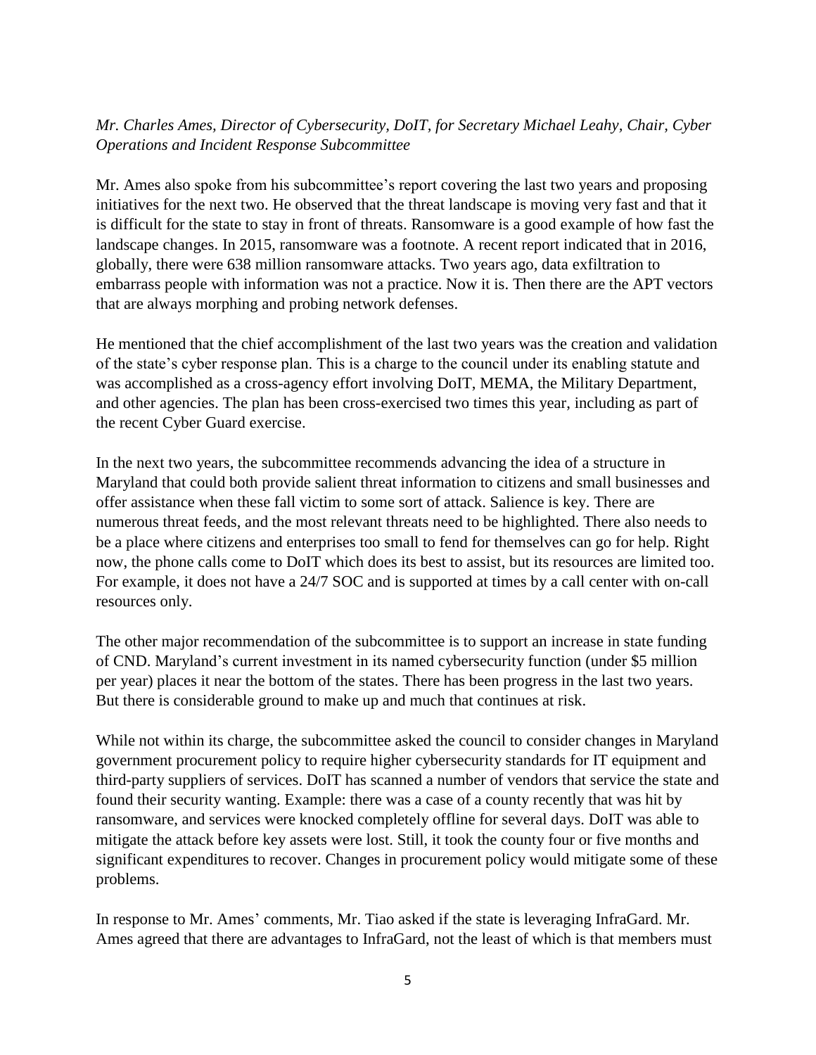*Mr. Charles Ames, Director of Cybersecurity, DoIT, for Secretary Michael Leahy, Chair, Cyber Operations and Incident Response Subcommittee*

Mr. Ames also spoke from his subcommittee's report covering the last two years and proposing initiatives for the next two. He observed that the threat landscape is moving very fast and that it is difficult for the state to stay in front of threats. Ransomware is a good example of how fast the landscape changes. In 2015, ransomware was a footnote. A recent report indicated that in 2016, globally, there were 638 million ransomware attacks. Two years ago, data exfiltration to embarrass people with information was not a practice. Now it is. Then there are the APT vectors that are always morphing and probing network defenses.

He mentioned that the chief accomplishment of the last two years was the creation and validation of the state's cyber response plan. This is a charge to the council under its enabling statute and was accomplished as a cross-agency effort involving DoIT, MEMA, the Military Department, and other agencies. The plan has been cross-exercised two times this year, including as part of the recent Cyber Guard exercise.

In the next two years, the subcommittee recommends advancing the idea of a structure in Maryland that could both provide salient threat information to citizens and small businesses and offer assistance when these fall victim to some sort of attack. Salience is key. There are numerous threat feeds, and the most relevant threats need to be highlighted. There also needs to be a place where citizens and enterprises too small to fend for themselves can go for help. Right now, the phone calls come to DoIT which does its best to assist, but its resources are limited too. For example, it does not have a 24/7 SOC and is supported at times by a call center with on-call resources only.

The other major recommendation of the subcommittee is to support an increase in state funding of CND. Maryland's current investment in its named cybersecurity function (under $5 million per year) places it near the bottom of the states. There has been progress in the last two years. But there is considerable ground to make up and much that continues at risk.

While not within its charge, the subcommittee asked the council to consider changes in Maryland government procurement policy to require higher cybersecurity standards for IT equipment and third-party suppliers of services. DoIT has scanned a number of vendors that service the state and found their security wanting. Example: there was a case of a county recently that was hit by ransomware, and services were knocked completely offline for several days. DoIT was able to mitigate the attack before key assets were lost. Still, it took the county four or five months and significant expenditures to recover. Changes in procurement policy would mitigate some of these problems.

In response to Mr. Ames' comments, Mr. Tiao asked if the state is leveraging InfraGard. Mr. Ames agreed that there are advantages to InfraGard, not the least of which is that members must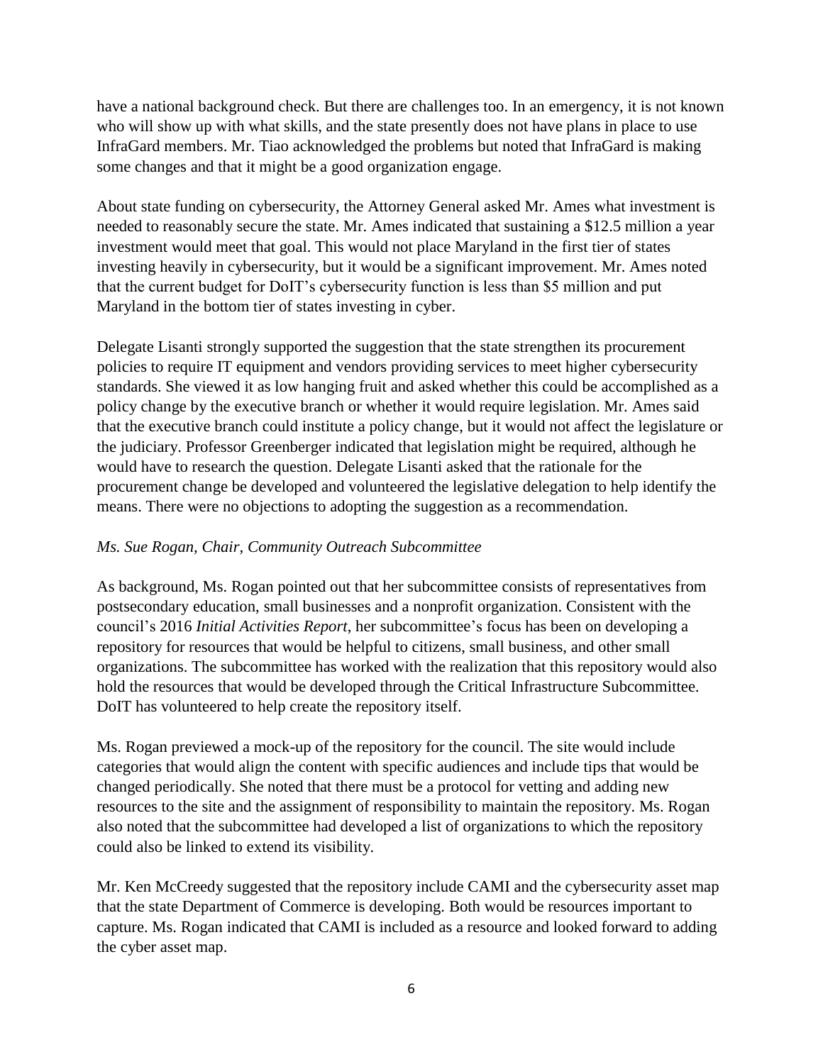have a national background check. But there are challenges too. In an emergency, it is not known who will show up with what skills, and the state presently does not have plans in place to use InfraGard members. Mr. Tiao acknowledged the problems but noted that InfraGard is making some changes and that it might be a good organization engage.

About state funding on cybersecurity, the Attorney General asked Mr. Ames what investment is needed to reasonably secure the state. Mr. Ames indicated that sustaining a $12.5 million a year investment would meet that goal. This would not place Maryland in the first tier of states investing heavily in cybersecurity, but it would be a significant improvement. Mr. Ames noted that the current budget for DoIT's cybersecurity function is less than $5 million and put Maryland in the bottom tier of states investing in cyber.

Delegate Lisanti strongly supported the suggestion that the state strengthen its procurement policies to require IT equipment and vendors providing services to meet higher cybersecurity standards. She viewed it as low hanging fruit and asked whether this could be accomplished as a policy change by the executive branch or whether it would require legislation. Mr. Ames said that the executive branch could institute a policy change, but it would not affect the legislature or the judiciary. Professor Greenberger indicated that legislation might be required, although he would have to research the question. Delegate Lisanti asked that the rationale for the procurement change be developed and volunteered the legislative delegation to help identify the means. There were no objections to adopting the suggestion as a recommendation.

*Ms. Sue Rogan, Chair, Community Outreach Subcommittee*

As background, Ms. Rogan pointed out that her subcommittee consists of representatives from postsecondary education, small businesses and a nonprofit organization. Consistent with the council's 2016 *Initial Activities Report*, her subcommittee's focus has been on developing a repository for resources that would be helpful to citizens, small business, and other small organizations. The subcommittee has worked with the realization that this repository would also hold the resources that would be developed through the Critical Infrastructure Subcommittee. DoIT has volunteered to help create the repository itself.

Ms. Rogan previewed a mock-up of the repository for the council. The site would include categories that would align the content with specific audiences and include tips that would be changed periodically. She noted that there must be a protocol for vetting and adding new resources to the site and the assignment of responsibility to maintain the repository. Ms. Rogan also noted that the subcommittee had developed a list of organizations to which the repository could also be linked to extend its visibility.

Mr. Ken McCreedy suggested that the repository include CAMI and the cybersecurity asset map that the state Department of Commerce is developing. Both would be resources important to capture. Ms. Rogan indicated that CAMI is included as a resource and looked forward to adding the cyber asset map.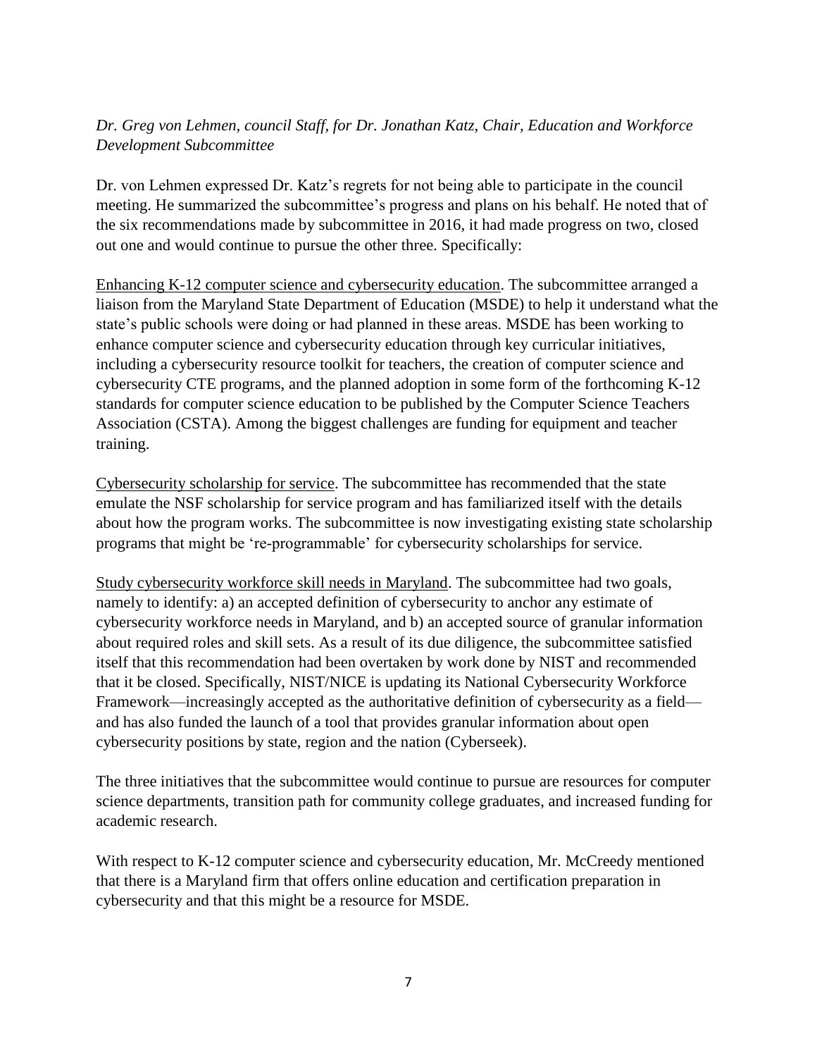*Dr. Greg von Lehmen, council Staff, for Dr. Jonathan Katz, Chair, Education and Workforce Development Subcommittee*

Dr. von Lehmen expressed Dr. Katz's regrets for not being able to participate in the council meeting. He summarized the subcommittee's progress and plans on his behalf. He noted that of the six recommendations made by subcommittee in 2016, it had made progress on two, closed out one and would continue to pursue the other three. Specifically:

<u>Enhancing K-12 computer science and cybersecurity education</u>. The subcommittee arranged a liaison from the Maryland State Department of Education (MSDE) to help it understand what the state's public schools were doing or had planned in these areas. MSDE has been working to enhance computer science and cybersecurity education through key curricular initiatives, including a cybersecurity resource toolkit for teachers, the creation of computer science and cybersecurity CTE programs, and the planned adoption in some form of the forthcoming K-12 standards for computer science education to be published by the Computer Science Teachers Association (CSTA). Among the biggest challenges are funding for equipment and teacher training.

<u>Cybersecurity scholarship for service</u>. The subcommittee has recommended that the state emulate the NSF scholarship for service program and has familiarized itself with the details about how the program works. The subcommittee is now investigating existing state scholarship programs that might be 're-programmable' for cybersecurity scholarships for service.

<u>Study cybersecurity workforce skill needs in Maryland</u>. The subcommittee had two goals, namely to identify: a) an accepted definition of cybersecurity to anchor any estimate of cybersecurity workforce needs in Maryland, and b) an accepted source of granular information about required roles and skill sets. As a result of its due diligence, the subcommittee satisfied itself that this recommendation had been overtaken by work done by NIST and recommended that it be closed. Specifically, NIST/NICE is updating its National Cybersecurity Workforce Framework—increasingly accepted as the authoritative definition of cybersecurity as a field—and has also funded the launch of a tool that provides granular information about open cybersecurity positions by state, region and the nation (Cyberseek).

The three initiatives that the subcommittee would continue to pursue are resources for computer science departments, transition path for community college graduates, and increased funding for academic research.

With respect to K-12 computer science and cybersecurity education, Mr. McCreedy mentioned that there is a Maryland firm that offers online education and certification preparation in cybersecurity and that this might be a resource for MSDE.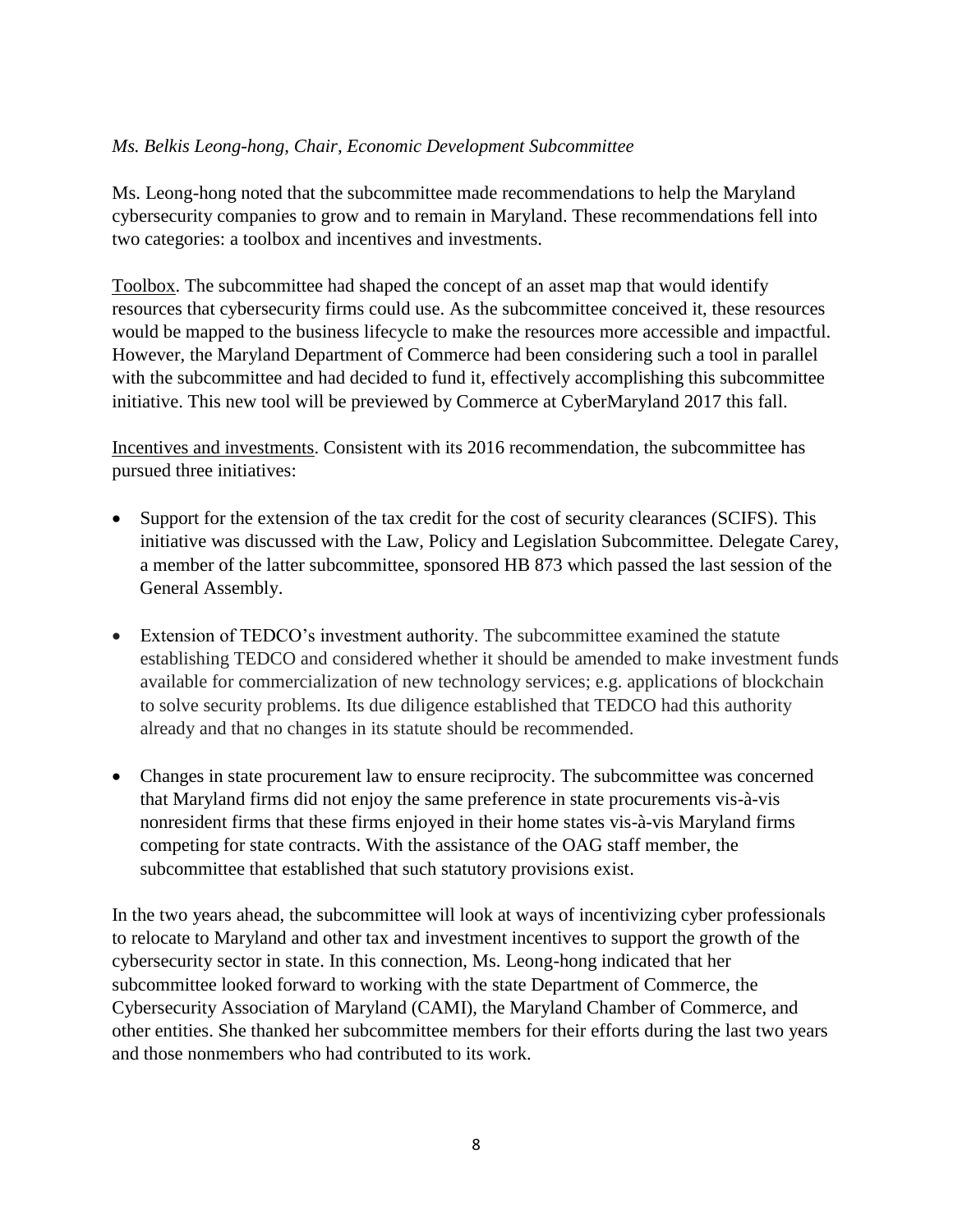*Ms. Belkis Leong-hong, Chair, Economic Development Subcommittee*

Ms. Leong-hong noted that the subcommittee made recommendations to help the Maryland cybersecurity companies to grow and to remain in Maryland. These recommendations fell into two categories: a toolbox and incentives and investments.

<u>Toolbox</u>. The subcommittee had shaped the concept of an asset map that would identify resources that cybersecurity firms could use. As the subcommittee conceived it, these resources would be mapped to the business lifecycle to make the resources more accessible and impactful. However, the Maryland Department of Commerce had been considering such a tool in parallel with the subcommittee and had decided to fund it, effectively accomplishing this subcommittee initiative. This new tool will be previewed by Commerce at CyberMaryland 2017 this fall.

<u>Incentives and investments</u>. Consistent with its 2016 recommendation, the subcommittee has pursued three initiatives:

- Support for the extension of the tax credit for the cost of security clearances (SCIFS). This initiative was discussed with the Law, Policy and Legislation Subcommittee. Delegate Carey, a member of the latter subcommittee, sponsored HB 873 which passed the last session of the General Assembly.
- Extension of TEDCO's investment authority. The subcommittee examined the statute establishing TEDCO and considered whether it should be amended to make investment funds available for commercialization of new technology services; e.g. applications of blockchain to solve security problems. Its due diligence established that TEDCO had this authority already and that no changes in its statute should be recommended.
- Changes in state procurement law to ensure reciprocity. The subcommittee was concerned that Maryland firms did not enjoy the same preference in state procurements vis-à-vis nonresident firms that these firms enjoyed in their home states vis-à-vis Maryland firms competing for state contracts. With the assistance of the OAG staff member, the subcommittee that established that such statutory provisions exist.

In the two years ahead, the subcommittee will look at ways of incentivizing cyber professionals to relocate to Maryland and other tax and investment incentives to support the growth of the cybersecurity sector in state. In this connection, Ms. Leong-hong indicated that her subcommittee looked forward to working with the state Department of Commerce, the Cybersecurity Association of Maryland (CAMI), the Maryland Chamber of Commerce, and other entities. She thanked her subcommittee members for their efforts during the last two years and those nonmembers who had contributed to its work.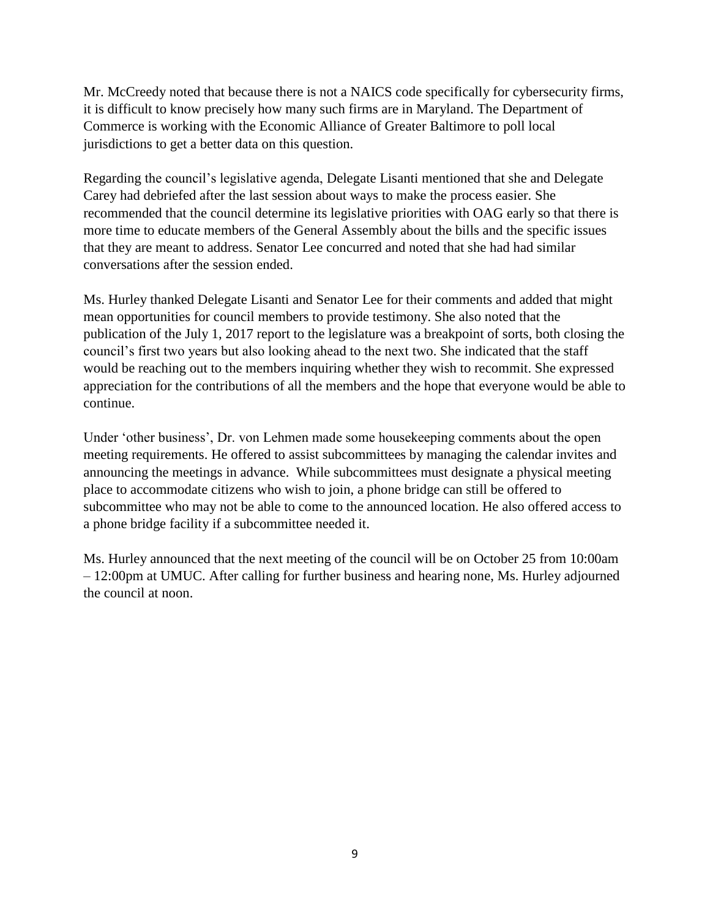Mr. McCreedy noted that because there is not a NAICS code specifically for cybersecurity firms, it is difficult to know precisely how many such firms are in Maryland. The Department of Commerce is working with the Economic Alliance of Greater Baltimore to poll local jurisdictions to get a better data on this question.

Regarding the council's legislative agenda, Delegate Lisanti mentioned that she and Delegate Carey had debriefed after the last session about ways to make the process easier. She recommended that the council determine its legislative priorities with OAG early so that there is more time to educate members of the General Assembly about the bills and the specific issues that they are meant to address. Senator Lee concurred and noted that she had had similar conversations after the session ended.

Ms. Hurley thanked Delegate Lisanti and Senator Lee for their comments and added that might mean opportunities for council members to provide testimony. She also noted that the publication of the July 1, 2017 report to the legislature was a breakpoint of sorts, both closing the council's first two years but also looking ahead to the next two. She indicated that the staff would be reaching out to the members inquiring whether they wish to recommit. She expressed appreciation for the contributions of all the members and the hope that everyone would be able to continue.

Under 'other business', Dr. von Lehmen made some housekeeping comments about the open meeting requirements. He offered to assist subcommittees by managing the calendar invites and announcing the meetings in advance. While subcommittees must designate a physical meeting place to accommodate citizens who wish to join, a phone bridge can still be offered to subcommittee who may not be able to come to the announced location. He also offered access to a phone bridge facility if a subcommittee needed it.

Ms. Hurley announced that the next meeting of the council will be on October 25 from 10:00am – 12:00pm at UMUC. After calling for further business and hearing none, Ms. Hurley adjourned the council at noon.